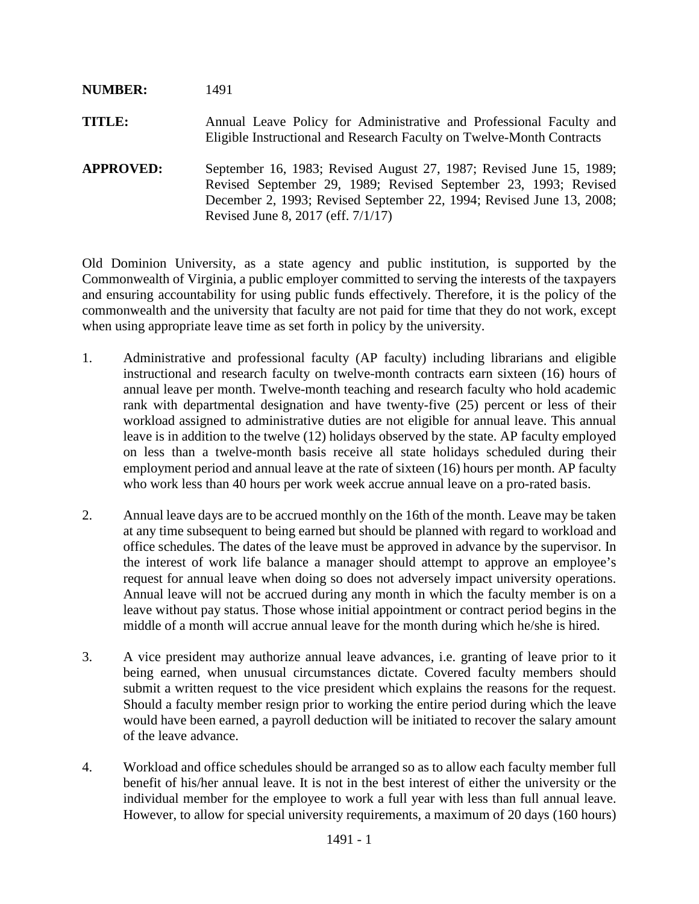**NUMBER:** 1491

**TITLE:** Annual Leave Policy for Administrative and Professional Faculty and Eligible Instructional and Research Faculty on Twelve-Month Contracts

**APPROVED:** September 16, 1983; Revised August 27, 1987; Revised June 15, 1989; Revised September 29, 1989; Revised September 23, 1993; Revised December 2, 1993; Revised September 22, 1994; Revised June 13, 2008; Revised June 8, 2017 (eff. 7/1/17)

Old Dominion University, as a state agency and public institution, is supported by the Commonwealth of Virginia, a public employer committed to serving the interests of the taxpayers and ensuring accountability for using public funds effectively. Therefore, it is the policy of the commonwealth and the university that faculty are not paid for time that they do not work, except when using appropriate leave time as set forth in policy by the university.

1. Administrative and professional faculty (AP faculty) including librarians and eligible instructional and research faculty on twelve-month contracts earn sixteen (16) hours of annual leave per month. Twelve-month teaching and research faculty who hold academic rank with departmental designation and have twenty-five (25) percent or less of their workload assigned to administrative duties are not eligible for annual leave. This annual leave is in addition to the twelve (12) holidays observed by the state. AP faculty employed on less than a twelve-month basis receive all state holidays scheduled during their employment period and annual leave at the rate of sixteen (16) hours per month. AP faculty who work less than 40 hours per work week accrue annual leave on a pro-rated basis.

2. Annual leave days are to be accrued monthly on the 16th of the month. Leave may be taken at any time subsequent to being earned but should be planned with regard to workload and office schedules. The dates of the leave must be approved in advance by the supervisor. In the interest of work life balance a manager should attempt to approve an employee's request for annual leave when doing so does not adversely impact university operations. Annual leave will not be accrued during any month in which the faculty member is on a leave without pay status. Those whose initial appointment or contract period begins in the middle of a month will accrue annual leave for the month during which he/she is hired.

3. A vice president may authorize annual leave advances, i.e. granting of leave prior to it being earned, when unusual circumstances dictate. Covered faculty members should submit a written request to the vice president which explains the reasons for the request. Should a faculty member resign prior to working the entire period during which the leave would have been earned, a payroll deduction will be initiated to recover the salary amount of the leave advance.

4. Workload and office schedules should be arranged so as to allow each faculty member full benefit of his/her annual leave. It is not in the best interest of either the university or the individual member for the employee to work a full year with less than full annual leave. However, to allow for special university requirements, a maximum of 20 days (160 hours)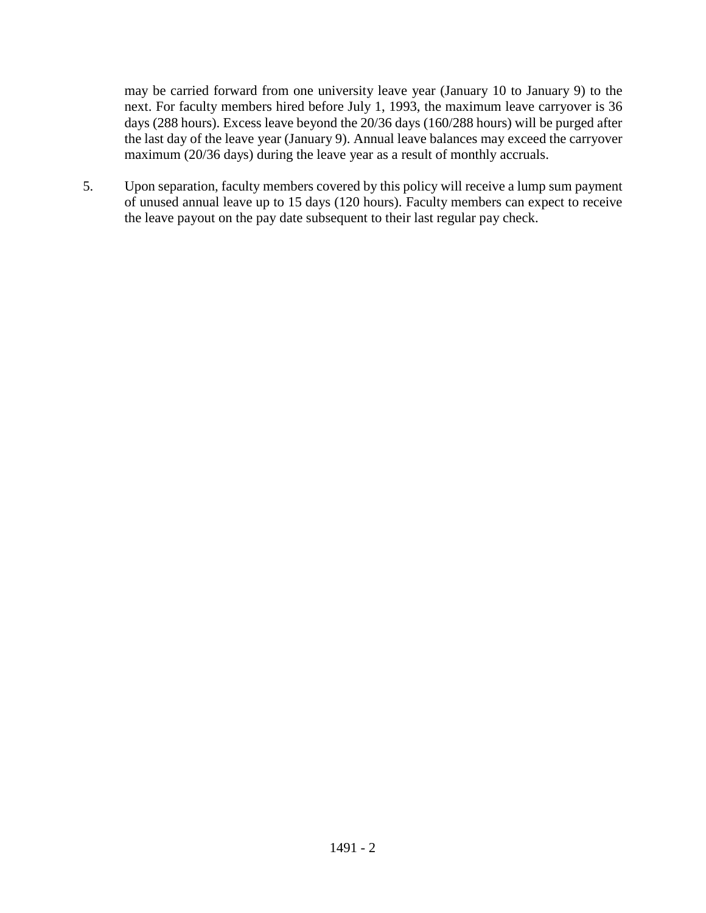may be carried forward from one university leave year (January 10 to January 9) to the next. For faculty members hired before July 1, 1993, the maximum leave carryover is 36 days (288 hours). Excess leave beyond the 20/36 days (160/288 hours) will be purged after the last day of the leave year (January 9). Annual leave balances may exceed the carryover maximum (20/36 days) during the leave year as a result of monthly accruals.

5. Upon separation, faculty members covered by this policy will receive a lump sum payment of unused annual leave up to 15 days (120 hours). Faculty members can expect to receive the leave payout on the pay date subsequent to their last regular pay check.